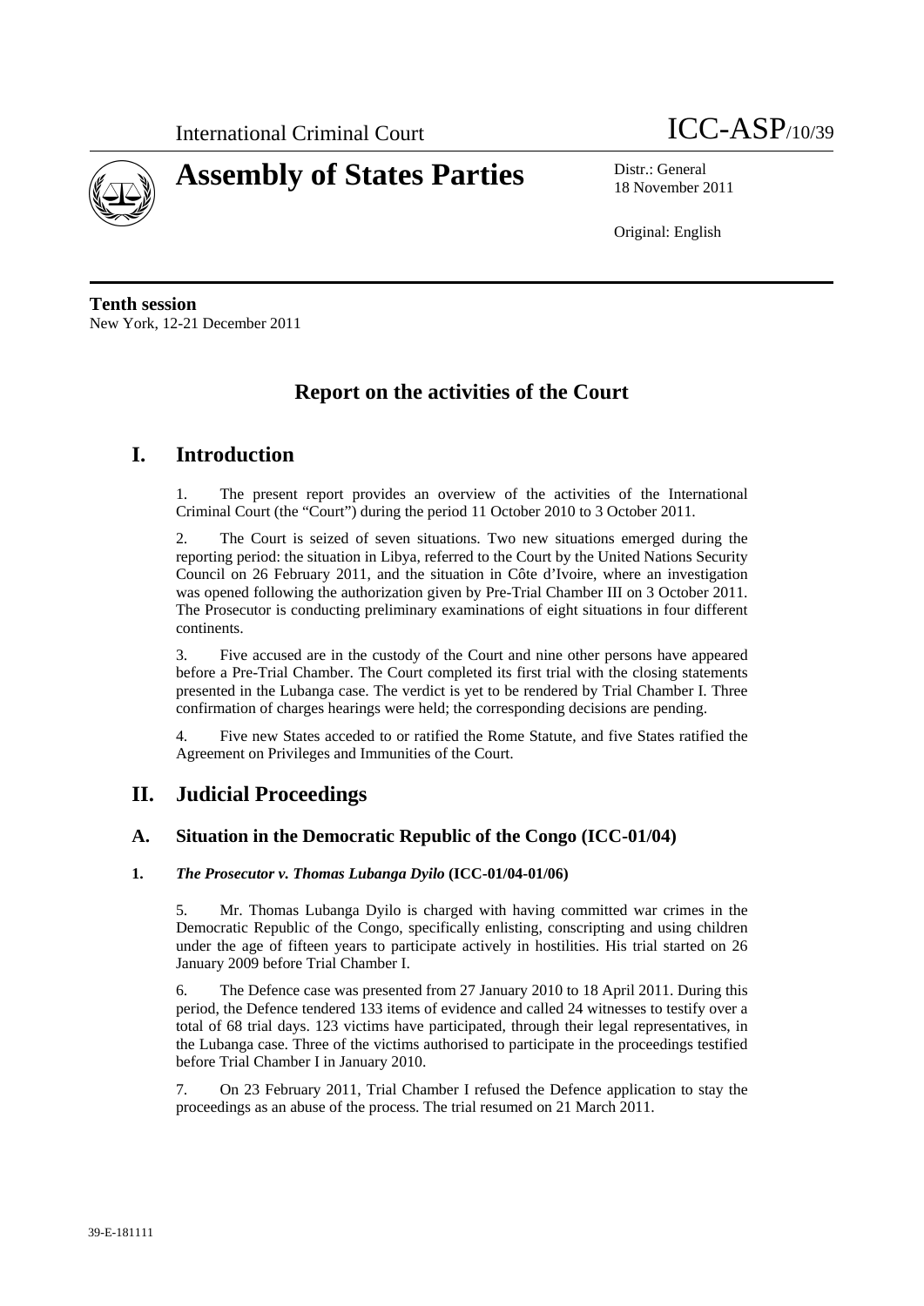International Criminal Court

ICC-ASP/10/39

# Assembly of States Parties

Distr.: General
18 November 2011

Original: English

**Tenth session**
New York, 12-21 December 2011

# Report on the activities of the Court

## I. Introduction

1. The present report provides an overview of the activities of the International Criminal Court (the "Court") during the period 11 October 2010 to 3 October 2011.

2. The Court is seized of seven situations. Two new situations emerged during the reporting period: the situation in Libya, referred to the Court by the United Nations Security Council on 26 February 2011, and the situation in Côte d'Ivoire, where an investigation was opened following the authorization given by Pre-Trial Chamber III on 3 October 2011. The Prosecutor is conducting preliminary examinations of eight situations in four different continents.

3. Five accused are in the custody of the Court and nine other persons have appeared before a Pre-Trial Chamber. The Court completed its first trial with the closing statements presented in the Lubanga case. The verdict is yet to be rendered by Trial Chamber I. Three confirmation of charges hearings were held; the corresponding decisions are pending.

4. Five new States acceded to or ratified the Rome Statute, and five States ratified the Agreement on Privileges and Immunities of the Court.

## II. Judicial Proceedings

### A. Situation in the Democratic Republic of the Congo (ICC-01/04)

#### 1. *The Prosecutor v. Thomas Lubanga Dyilo* (ICC-01/04-01/06)

5. Mr. Thomas Lubanga Dyilo is charged with having committed war crimes in the Democratic Republic of the Congo, specifically enlisting, conscripting and using children under the age of fifteen years to participate actively in hostilities. His trial started on 26 January 2009 before Trial Chamber I.

6. The Defence case was presented from 27 January 2010 to 18 April 2011. During this period, the Defence tendered 133 items of evidence and called 24 witnesses to testify over a total of 68 trial days. 123 victims have participated, through their legal representatives, in the Lubanga case. Three of the victims authorised to participate in the proceedings testified before Trial Chamber I in January 2010.

7. On 23 February 2011, Trial Chamber I refused the Defence application to stay the proceedings as an abuse of the process. The trial resumed on 21 March 2011.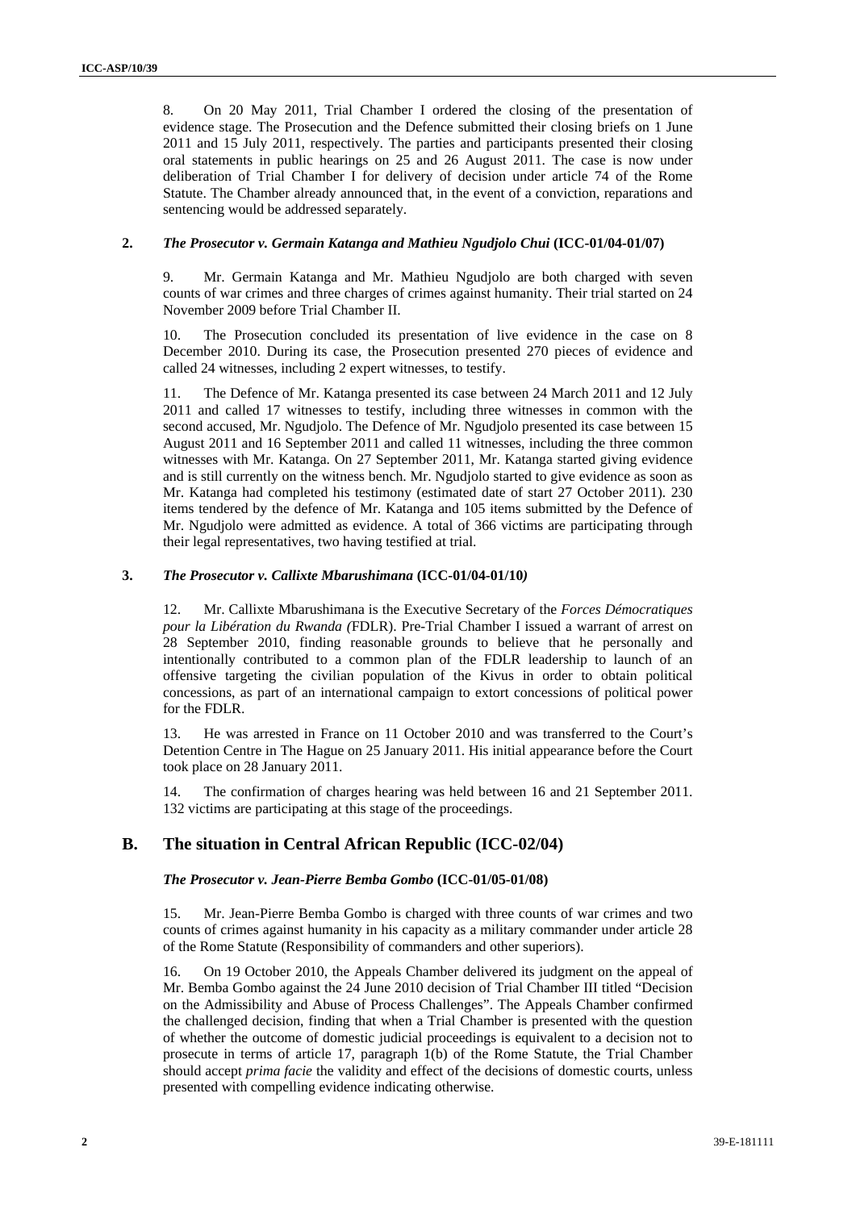8. On 20 May 2011, Trial Chamber I ordered the closing of the presentation of evidence stage. The Prosecution and the Defence submitted their closing briefs on 1 June 2011 and 15 July 2011, respectively. The parties and participants presented their closing oral statements in public hearings on 25 and 26 August 2011. The case is now under deliberation of Trial Chamber I for delivery of decision under article 74 of the Rome Statute. The Chamber already announced that, in the event of a conviction, reparations and sentencing would be addressed separately.

### 2. *The Prosecutor v. Germain Katanga and Mathieu Ngudjolo Chui* (ICC-01/04-01/07)

9. Mr. Germain Katanga and Mr. Mathieu Ngudjolo are both charged with seven counts of war crimes and three charges of crimes against humanity. Their trial started on 24 November 2009 before Trial Chamber II.

10. The Prosecution concluded its presentation of live evidence in the case on 8 December 2010. During its case, the Prosecution presented 270 pieces of evidence and called 24 witnesses, including 2 expert witnesses, to testify.

11. The Defence of Mr. Katanga presented its case between 24 March 2011 and 12 July 2011 and called 17 witnesses to testify, including three witnesses in common with the second accused, Mr. Ngudjolo. The Defence of Mr. Ngudjolo presented its case between 15 August 2011 and 16 September 2011 and called 11 witnesses, including the three common witnesses with Mr. Katanga. On 27 September 2011, Mr. Katanga started giving evidence and is still currently on the witness bench. Mr. Ngudjolo started to give evidence as soon as Mr. Katanga had completed his testimony (estimated date of start 27 October 2011). 230 items tendered by the defence of Mr. Katanga and 105 items submitted by the Defence of Mr. Ngudjolo were admitted as evidence. A total of 366 victims are participating through their legal representatives, two having testified at trial.

### 3. *The Prosecutor v. Callixte Mbarushimana* (ICC-01/04-01/10*)*

12. Mr. Callixte Mbarushimana is the Executive Secretary of the *Forces Démocratiques pour la Libération du Rwanda (*FDLR). Pre-Trial Chamber I issued a warrant of arrest on 28 September 2010, finding reasonable grounds to believe that he personally and intentionally contributed to a common plan of the FDLR leadership to launch of an offensive targeting the civilian population of the Kivus in order to obtain political concessions, as part of an international campaign to extort concessions of political power for the FDLR.

13. He was arrested in France on 11 October 2010 and was transferred to the Court's Detention Centre in The Hague on 25 January 2011. His initial appearance before the Court took place on 28 January 2011.

14. The confirmation of charges hearing was held between 16 and 21 September 2011. 132 victims are participating at this stage of the proceedings.

## B. The situation in Central African Republic (ICC-02/04)

#### *The Prosecutor v. Jean-Pierre Bemba Gombo* (ICC-01/05-01/08)

15. Mr. Jean-Pierre Bemba Gombo is charged with three counts of war crimes and two counts of crimes against humanity in his capacity as a military commander under article 28 of the Rome Statute (Responsibility of commanders and other superiors).

16. On 19 October 2010, the Appeals Chamber delivered its judgment on the appeal of Mr. Bemba Gombo against the 24 June 2010 decision of Trial Chamber III titled "Decision on the Admissibility and Abuse of Process Challenges". The Appeals Chamber confirmed the challenged decision, finding that when a Trial Chamber is presented with the question of whether the outcome of domestic judicial proceedings is equivalent to a decision not to prosecute in terms of article 17, paragraph 1(b) of the Rome Statute, the Trial Chamber should accept *prima facie* the validity and effect of the decisions of domestic courts, unless presented with compelling evidence indicating otherwise.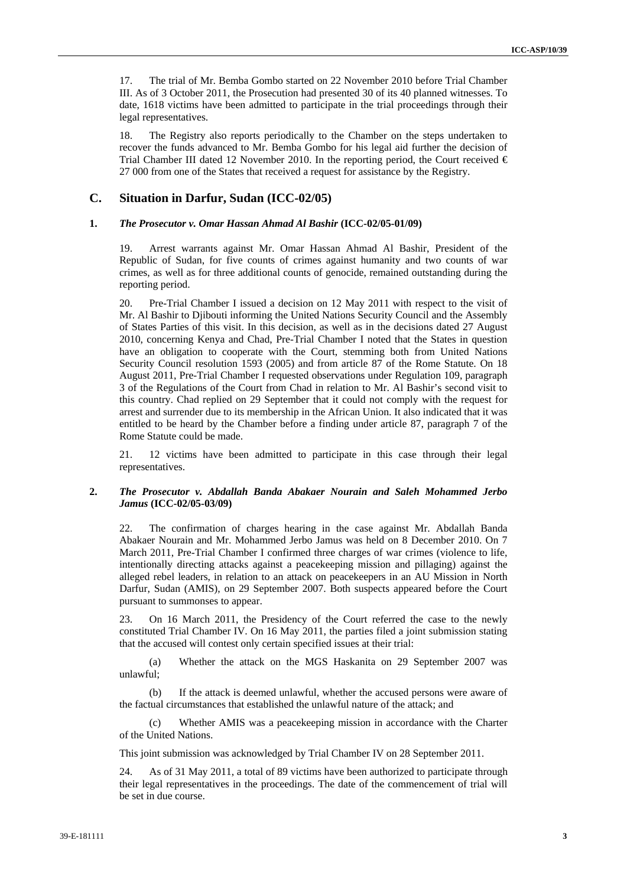17. The trial of Mr. Bemba Gombo started on 22 November 2010 before Trial Chamber III. As of 3 October 2011, the Prosecution had presented 30 of its 40 planned witnesses. To date, 1618 victims have been admitted to participate in the trial proceedings through their legal representatives.

18. The Registry also reports periodically to the Chamber on the steps undertaken to recover the funds advanced to Mr. Bemba Gombo for his legal aid further the decision of Trial Chamber III dated 12 November 2010. In the reporting period, the Court received € 27 000 from one of the States that received a request for assistance by the Registry.

## C. Situation in Darfur, Sudan (ICC-02/05)

### 1. *The Prosecutor v. Omar Hassan Ahmad Al Bashir* (ICC-02/05-01/09)

19. Arrest warrants against Mr. Omar Hassan Ahmad Al Bashir, President of the Republic of Sudan, for five counts of crimes against humanity and two counts of war crimes, as well as for three additional counts of genocide, remained outstanding during the reporting period.

20. Pre-Trial Chamber I issued a decision on 12 May 2011 with respect to the visit of Mr. Al Bashir to Djibouti informing the United Nations Security Council and the Assembly of States Parties of this visit. In this decision, as well as in the decisions dated 27 August 2010, concerning Kenya and Chad, Pre-Trial Chamber I noted that the States in question have an obligation to cooperate with the Court, stemming both from United Nations Security Council resolution 1593 (2005) and from article 87 of the Rome Statute. On 18 August 2011, Pre-Trial Chamber I requested observations under Regulation 109, paragraph 3 of the Regulations of the Court from Chad in relation to Mr. Al Bashir's second visit to this country. Chad replied on 29 September that it could not comply with the request for arrest and surrender due to its membership in the African Union. It also indicated that it was entitled to be heard by the Chamber before a finding under article 87, paragraph 7 of the Rome Statute could be made.

21. 12 victims have been admitted to participate in this case through their legal representatives.

### 2. *The Prosecutor v. Abdallah Banda Abakaer Nourain and Saleh Mohammed Jerbo Jamus* (ICC-02/05-03/09)

22. The confirmation of charges hearing in the case against Mr. Abdallah Banda Abakaer Nourain and Mr. Mohammed Jerbo Jamus was held on 8 December 2010. On 7 March 2011, Pre-Trial Chamber I confirmed three charges of war crimes (violence to life, intentionally directing attacks against a peacekeeping mission and pillaging) against the alleged rebel leaders, in relation to an attack on peacekeepers in an AU Mission in North Darfur, Sudan (AMIS), on 29 September 2007. Both suspects appeared before the Court pursuant to summonses to appear.

23. On 16 March 2011, the Presidency of the Court referred the case to the newly constituted Trial Chamber IV. On 16 May 2011, the parties filed a joint submission stating that the accused will contest only certain specified issues at their trial:

(a) Whether the attack on the MGS Haskanita on 29 September 2007 was unlawful;

(b) If the attack is deemed unlawful, whether the accused persons were aware of the factual circumstances that established the unlawful nature of the attack; and

(c) Whether AMIS was a peacekeeping mission in accordance with the Charter of the United Nations.

This joint submission was acknowledged by Trial Chamber IV on 28 September 2011.

24. As of 31 May 2011, a total of 89 victims have been authorized to participate through their legal representatives in the proceedings. The date of the commencement of trial will be set in due course.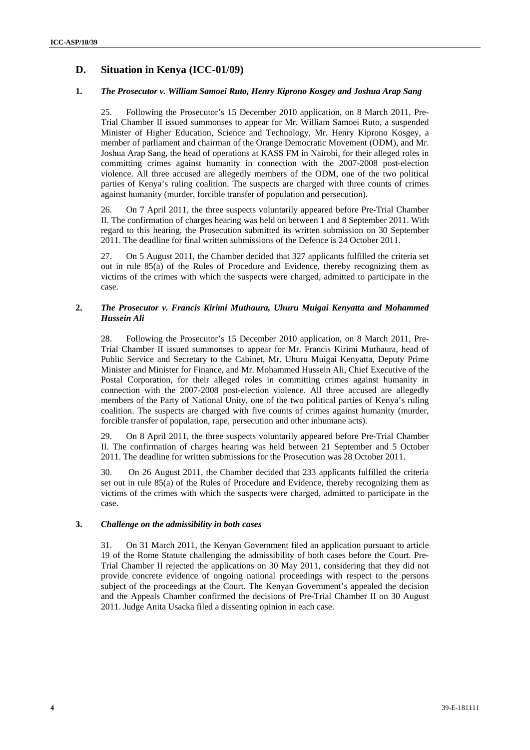## D. Situation in Kenya (ICC-01/09)

### 1. *The Prosecutor v. William Samoei Ruto, Henry Kiprono Kosgey and Joshua Arap Sang*

25. Following the Prosecutor's 15 December 2010 application, on 8 March 2011, Pre-Trial Chamber II issued summonses to appear for Mr. William Samoei Ruto, a suspended Minister of Higher Education, Science and Technology, Mr. Henry Kiprono Kosgey, a member of parliament and chairman of the Orange Democratic Movement (ODM), and Mr. Joshua Arap Sang, the head of operations at KASS FM in Nairobi, for their alleged roles in committing crimes against humanity in connection with the 2007-2008 post-election violence. All three accused are allegedly members of the ODM, one of the two political parties of Kenya's ruling coalition. The suspects are charged with three counts of crimes against humanity (murder, forcible transfer of population and persecution).

26. On 7 April 2011, the three suspects voluntarily appeared before Pre-Trial Chamber II. The confirmation of charges hearing was held on between 1 and 8 September 2011. With regard to this hearing, the Prosecution submitted its written submission on 30 September 2011. The deadline for final written submissions of the Defence is 24 October 2011.

27. On 5 August 2011, the Chamber decided that 327 applicants fulfilled the criteria set out in rule 85(a) of the Rules of Procedure and Evidence, thereby recognizing them as victims of the crimes with which the suspects were charged, admitted to participate in the case.

### 2. *The Prosecutor v. Francis Kirimi Muthaura, Uhuru Muigai Kenyatta and Mohammed Hussein Ali*

28. Following the Prosecutor's 15 December 2010 application, on 8 March 2011, Pre-Trial Chamber II issued summonses to appear for Mr. Francis Kirimi Muthaura, head of Public Service and Secretary to the Cabinet, Mr. Uhuru Muigai Kenyatta, Deputy Prime Minister and Minister for Finance, and Mr. Mohammed Hussein Ali, Chief Executive of the Postal Corporation, for their alleged roles in committing crimes against humanity in connection with the 2007-2008 post-election violence. All three accused are allegedly members of the Party of National Unity, one of the two political parties of Kenya's ruling coalition. The suspects are charged with five counts of crimes against humanity (murder, forcible transfer of population, rape, persecution and other inhumane acts).

29. On 8 April 2011, the three suspects voluntarily appeared before Pre-Trial Chamber II. The confirmation of charges hearing was held between 21 September and 5 October 2011. The deadline for written submissions for the Prosecution was 28 October 2011.

30. On 26 August 2011, the Chamber decided that 233 applicants fulfilled the criteria set out in rule 85(a) of the Rules of Procedure and Evidence, thereby recognizing them as victims of the crimes with which the suspects were charged, admitted to participate in the case.

### 3. *Challenge on the admissibility in both cases*

31. On 31 March 2011, the Kenyan Government filed an application pursuant to article 19 of the Rome Statute challenging the admissibility of both cases before the Court. Pre-Trial Chamber II rejected the applications on 30 May 2011, considering that they did not provide concrete evidence of ongoing national proceedings with respect to the persons subject of the proceedings at the Court. The Kenyan Government's appealed the decision and the Appeals Chamber confirmed the decisions of Pre-Trial Chamber II on 30 August 2011. Judge Anita Usacka filed a dissenting opinion in each case.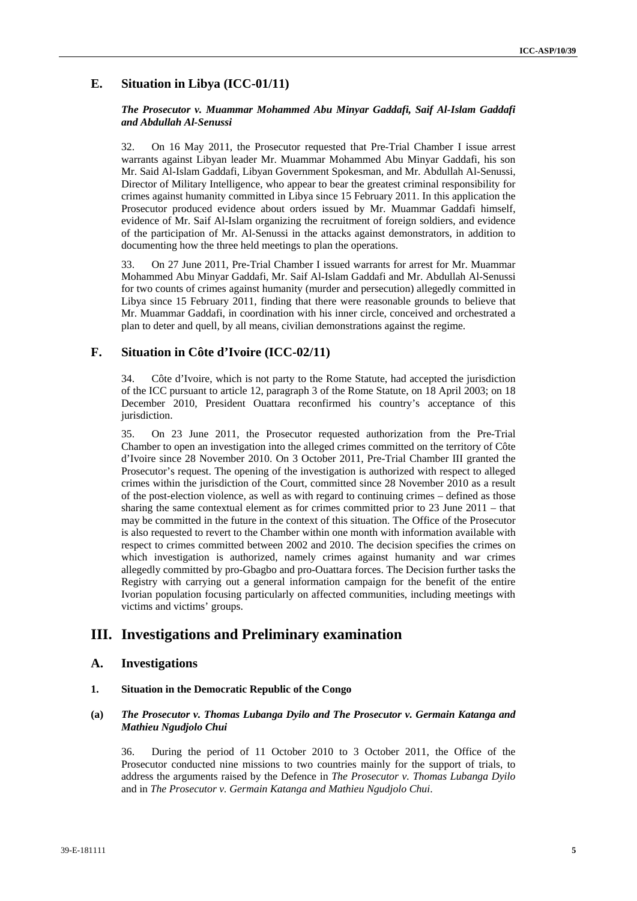## E. Situation in Libya (ICC-01/11)

### *The Prosecutor v. Muammar Mohammed Abu Minyar Gaddafi, Saif Al-Islam Gaddafi and Abdullah Al-Senussi*

32. On 16 May 2011, the Prosecutor requested that Pre-Trial Chamber I issue arrest warrants against Libyan leader Mr. Muammar Mohammed Abu Minyar Gaddafi, his son Mr. Said Al-Islam Gaddafi, Libyan Government Spokesman, and Mr. Abdullah Al-Senussi, Director of Military Intelligence, who appear to bear the greatest criminal responsibility for crimes against humanity committed in Libya since 15 February 2011. In this application the Prosecutor produced evidence about orders issued by Mr. Muammar Gaddafi himself, evidence of Mr. Saif Al-Islam organizing the recruitment of foreign soldiers, and evidence of the participation of Mr. Al-Senussi in the attacks against demonstrators, in addition to documenting how the three held meetings to plan the operations.

33. On 27 June 2011, Pre-Trial Chamber I issued warrants for arrest for Mr. Muammar Mohammed Abu Minyar Gaddafi, Mr. Saif Al-Islam Gaddafi and Mr. Abdullah Al-Senussi for two counts of crimes against humanity (murder and persecution) allegedly committed in Libya since 15 February 2011, finding that there were reasonable grounds to believe that Mr. Muammar Gaddafi, in coordination with his inner circle, conceived and orchestrated a plan to deter and quell, by all means, civilian demonstrations against the regime.

## F. Situation in Côte d'Ivoire (ICC-02/11)

34. Côte d'Ivoire, which is not party to the Rome Statute, had accepted the jurisdiction of the ICC pursuant to article 12, paragraph 3 of the Rome Statute, on 18 April 2003; on 18 December 2010, President Ouattara reconfirmed his country's acceptance of this jurisdiction.

35. On 23 June 2011, the Prosecutor requested authorization from the Pre-Trial Chamber to open an investigation into the alleged crimes committed on the territory of Côte d'Ivoire since 28 November 2010. On 3 October 2011, Pre-Trial Chamber III granted the Prosecutor's request. The opening of the investigation is authorized with respect to alleged crimes within the jurisdiction of the Court, committed since 28 November 2010 as a result of the post-election violence, as well as with regard to continuing crimes – defined as those sharing the same contextual element as for crimes committed prior to 23 June 2011 – that may be committed in the future in the context of this situation. The Office of the Prosecutor is also requested to revert to the Chamber within one month with information available with respect to crimes committed between 2002 and 2010. The decision specifies the crimes on which investigation is authorized, namely crimes against humanity and war crimes allegedly committed by pro-Gbagbo and pro-Ouattara forces. The Decision further tasks the Registry with carrying out a general information campaign for the benefit of the entire Ivorian population focusing particularly on affected communities, including meetings with victims and victims' groups.

# III. Investigations and Preliminary examination

## A. Investigations

### 1. Situation in the Democratic Republic of the Congo

#### (a) *The Prosecutor v. Thomas Lubanga Dyilo and The Prosecutor v. Germain Katanga and Mathieu Ngudjolo Chui*

36. During the period of 11 October 2010 to 3 October 2011, the Office of the Prosecutor conducted nine missions to two countries mainly for the support of trials, to address the arguments raised by the Defence in *The Prosecutor v. Thomas Lubanga Dyilo* and in *The Prosecutor v. Germain Katanga and Mathieu Ngudjolo Chui*.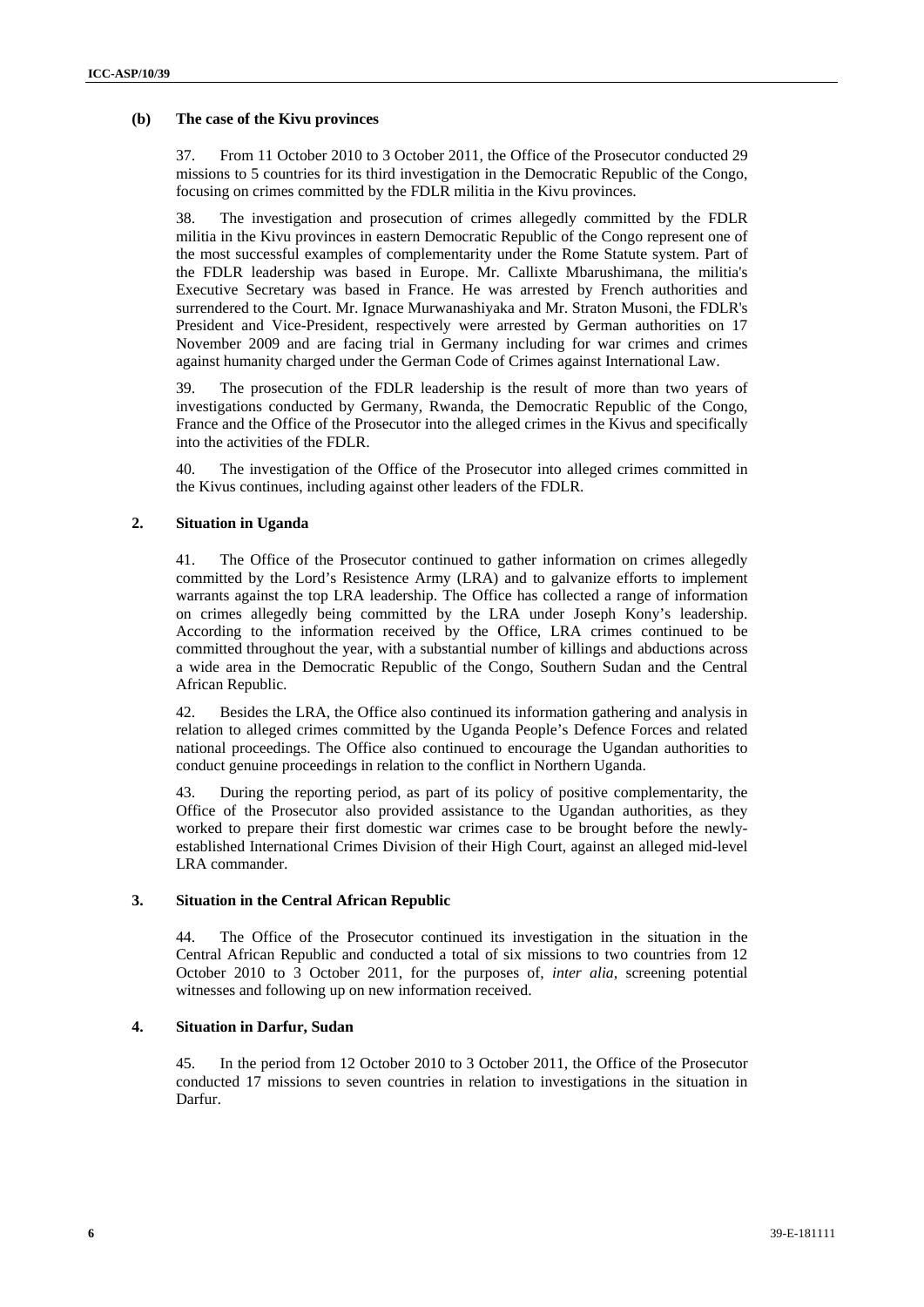### (b) The case of the Kivu provinces

37. From 11 October 2010 to 3 October 2011, the Office of the Prosecutor conducted 29 missions to 5 countries for its third investigation in the Democratic Republic of the Congo, focusing on crimes committed by the FDLR militia in the Kivu provinces.

38. The investigation and prosecution of crimes allegedly committed by the FDLR militia in the Kivu provinces in eastern Democratic Republic of the Congo represent one of the most successful examples of complementarity under the Rome Statute system. Part of the FDLR leadership was based in Europe. Mr. Callixte Mbarushimana, the militia's Executive Secretary was based in France. He was arrested by French authorities and surrendered to the Court. Mr. Ignace Murwanashiyaka and Mr. Straton Musoni, the FDLR's President and Vice-President, respectively were arrested by German authorities on 17 November 2009 and are facing trial in Germany including for war crimes and crimes against humanity charged under the German Code of Crimes against International Law.

39. The prosecution of the FDLR leadership is the result of more than two years of investigations conducted by Germany, Rwanda, the Democratic Republic of the Congo, France and the Office of the Prosecutor into the alleged crimes in the Kivus and specifically into the activities of the FDLR.

40. The investigation of the Office of the Prosecutor into alleged crimes committed in the Kivus continues, including against other leaders of the FDLR.

## 2. Situation in Uganda

41. The Office of the Prosecutor continued to gather information on crimes allegedly committed by the Lord's Resistence Army (LRA) and to galvanize efforts to implement warrants against the top LRA leadership. The Office has collected a range of information on crimes allegedly being committed by the LRA under Joseph Kony's leadership. According to the information received by the Office, LRA crimes continued to be committed throughout the year, with a substantial number of killings and abductions across a wide area in the Democratic Republic of the Congo, Southern Sudan and the Central African Republic.

42. Besides the LRA, the Office also continued its information gathering and analysis in relation to alleged crimes committed by the Uganda People's Defence Forces and related national proceedings. The Office also continued to encourage the Ugandan authorities to conduct genuine proceedings in relation to the conflict in Northern Uganda.

43. During the reporting period, as part of its policy of positive complementarity, the Office of the Prosecutor also provided assistance to the Ugandan authorities, as they worked to prepare their first domestic war crimes case to be brought before the newly-established International Crimes Division of their High Court, against an alleged mid-level LRA commander.

## 3. Situation in the Central African Republic

44. The Office of the Prosecutor continued its investigation in the situation in the Central African Republic and conducted a total of six missions to two countries from 12 October 2010 to 3 October 2011, for the purposes of, *inter alia*, screening potential witnesses and following up on new information received.

## 4. Situation in Darfur, Sudan

45. In the period from 12 October 2010 to 3 October 2011, the Office of the Prosecutor conducted 17 missions to seven countries in relation to investigations in the situation in Darfur.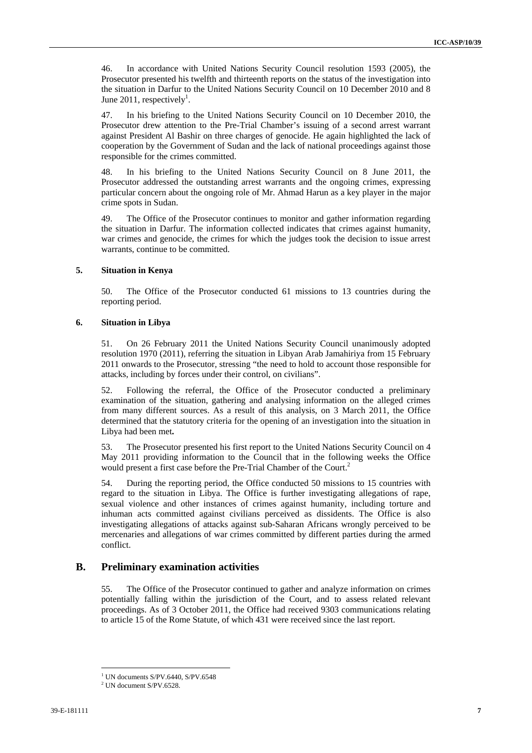46. In accordance with United Nations Security Council resolution 1593 (2005), the Prosecutor presented his twelfth and thirteenth reports on the status of the investigation into the situation in Darfur to the United Nations Security Council on 10 December 2010 and 8 June 2011, respectively[1].

47. In his briefing to the United Nations Security Council on 10 December 2010, the Prosecutor drew attention to the Pre-Trial Chamber's issuing of a second arrest warrant against President Al Bashir on three charges of genocide. He again highlighted the lack of cooperation by the Government of Sudan and the lack of national proceedings against those responsible for the crimes committed.

48. In his briefing to the United Nations Security Council on 8 June 2011, the Prosecutor addressed the outstanding arrest warrants and the ongoing crimes, expressing particular concern about the ongoing role of Mr. Ahmad Harun as a key player in the major crime spots in Sudan.

49. The Office of the Prosecutor continues to monitor and gather information regarding the situation in Darfur. The information collected indicates that crimes against humanity, war crimes and genocide, the crimes for which the judges took the decision to issue arrest warrants, continue to be committed.

#### 5. Situation in Kenya

50. The Office of the Prosecutor conducted 61 missions to 13 countries during the reporting period.

#### 6. Situation in Libya

51. On 26 February 2011 the United Nations Security Council unanimously adopted resolution 1970 (2011), referring the situation in Libyan Arab Jamahiriya from 15 February 2011 onwards to the Prosecutor, stressing "the need to hold to account those responsible for attacks, including by forces under their control, on civilians".

52. Following the referral, the Office of the Prosecutor conducted a preliminary examination of the situation, gathering and analysing information on the alleged crimes from many different sources. As a result of this analysis, on 3 March 2011, the Office determined that the statutory criteria for the opening of an investigation into the situation in Libya had been met**.**

53. The Prosecutor presented his first report to the United Nations Security Council on 4 May 2011 providing information to the Council that in the following weeks the Office would present a first case before the Pre-Trial Chamber of the Court.[2]

54. During the reporting period, the Office conducted 50 missions to 15 countries with regard to the situation in Libya. The Office is further investigating allegations of rape, sexual violence and other instances of crimes against humanity, including torture and inhuman acts committed against civilians perceived as dissidents. The Office is also investigating allegations of attacks against sub-Saharan Africans wrongly perceived to be mercenaries and allegations of war crimes committed by different parties during the armed conflict.

## B. Preliminary examination activities

55. The Office of the Prosecutor continued to gather and analyze information on crimes potentially falling within the jurisdiction of the Court, and to assess related relevant proceedings. As of 3 October 2011, the Office had received 9303 communications relating to article 15 of the Rome Statute, of which 431 were received since the last report.

---

[1] UN documents S/PV.6440, S/PV.6548

[2] UN document S/PV.6528.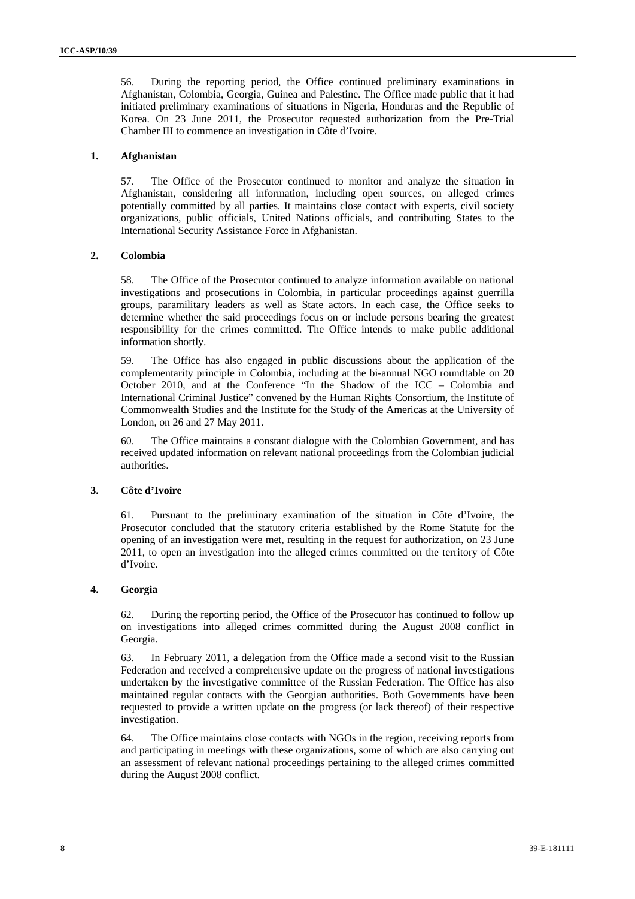56. During the reporting period, the Office continued preliminary examinations in Afghanistan, Colombia, Georgia, Guinea and Palestine. The Office made public that it had initiated preliminary examinations of situations in Nigeria, Honduras and the Republic of Korea. On 23 June 2011, the Prosecutor requested authorization from the Pre-Trial Chamber III to commence an investigation in Côte d'Ivoire.

### 1. Afghanistan

57. The Office of the Prosecutor continued to monitor and analyze the situation in Afghanistan, considering all information, including open sources, on alleged crimes potentially committed by all parties. It maintains close contact with experts, civil society organizations, public officials, United Nations officials, and contributing States to the International Security Assistance Force in Afghanistan.

### 2. Colombia

58. The Office of the Prosecutor continued to analyze information available on national investigations and prosecutions in Colombia, in particular proceedings against guerrilla groups, paramilitary leaders as well as State actors. In each case, the Office seeks to determine whether the said proceedings focus on or include persons bearing the greatest responsibility for the crimes committed. The Office intends to make public additional information shortly.

59. The Office has also engaged in public discussions about the application of the complementarity principle in Colombia, including at the bi-annual NGO roundtable on 20 October 2010, and at the Conference "In the Shadow of the ICC – Colombia and International Criminal Justice" convened by the Human Rights Consortium, the Institute of Commonwealth Studies and the Institute for the Study of the Americas at the University of London, on 26 and 27 May 2011.

60. The Office maintains a constant dialogue with the Colombian Government, and has received updated information on relevant national proceedings from the Colombian judicial authorities.

### 3. Côte d'Ivoire

61. Pursuant to the preliminary examination of the situation in Côte d'Ivoire, the Prosecutor concluded that the statutory criteria established by the Rome Statute for the opening of an investigation were met, resulting in the request for authorization, on 23 June 2011, to open an investigation into the alleged crimes committed on the territory of Côte d'Ivoire.

### 4. Georgia

62. During the reporting period, the Office of the Prosecutor has continued to follow up on investigations into alleged crimes committed during the August 2008 conflict in Georgia.

63. In February 2011, a delegation from the Office made a second visit to the Russian Federation and received a comprehensive update on the progress of national investigations undertaken by the investigative committee of the Russian Federation. The Office has also maintained regular contacts with the Georgian authorities. Both Governments have been requested to provide a written update on the progress (or lack thereof) of their respective investigation.

64. The Office maintains close contacts with NGOs in the region, receiving reports from and participating in meetings with these organizations, some of which are also carrying out an assessment of relevant national proceedings pertaining to the alleged crimes committed during the August 2008 conflict.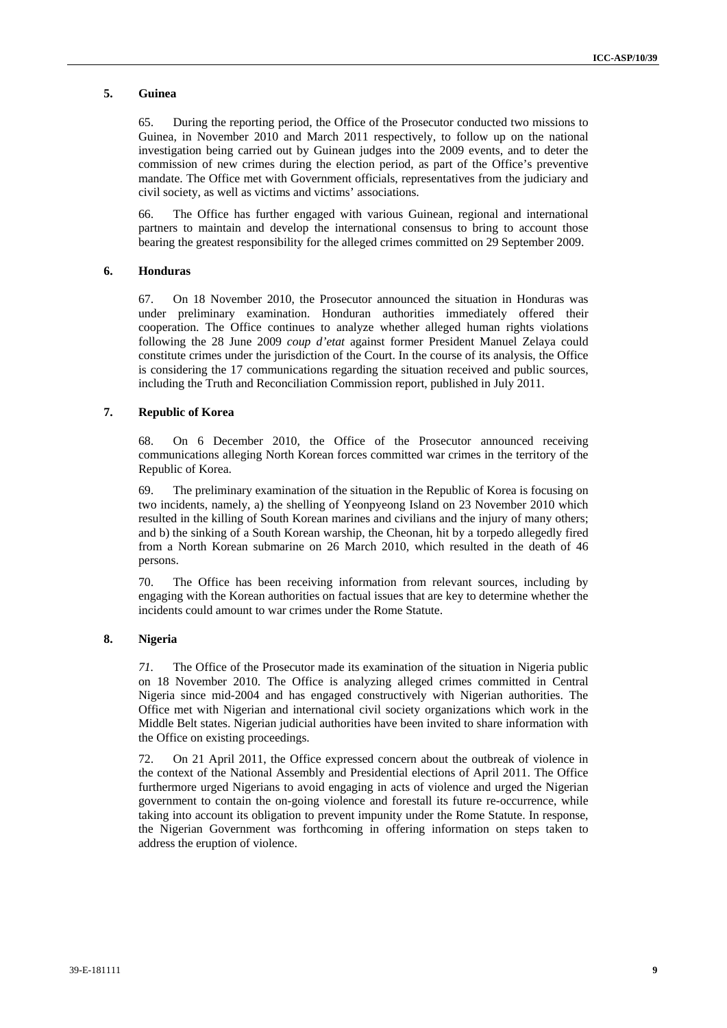### 5. Guinea

65. During the reporting period, the Office of the Prosecutor conducted two missions to Guinea, in November 2010 and March 2011 respectively, to follow up on the national investigation being carried out by Guinean judges into the 2009 events, and to deter the commission of new crimes during the election period, as part of the Office's preventive mandate. The Office met with Government officials, representatives from the judiciary and civil society, as well as victims and victims' associations.

66. The Office has further engaged with various Guinean, regional and international partners to maintain and develop the international consensus to bring to account those bearing the greatest responsibility for the alleged crimes committed on 29 September 2009.

### 6. Honduras

67. On 18 November 2010, the Prosecutor announced the situation in Honduras was under preliminary examination. Honduran authorities immediately offered their cooperation. The Office continues to analyze whether alleged human rights violations following the 28 June 2009 *coup d'etat* against former President Manuel Zelaya could constitute crimes under the jurisdiction of the Court. In the course of its analysis, the Office is considering the 17 communications regarding the situation received and public sources, including the Truth and Reconciliation Commission report, published in July 2011.

### 7. Republic of Korea

68. On 6 December 2010, the Office of the Prosecutor announced receiving communications alleging North Korean forces committed war crimes in the territory of the Republic of Korea.

69. The preliminary examination of the situation in the Republic of Korea is focusing on two incidents, namely, a) the shelling of Yeonpyeong Island on 23 November 2010 which resulted in the killing of South Korean marines and civilians and the injury of many others; and b) the sinking of a South Korean warship, the Cheonan, hit by a torpedo allegedly fired from a North Korean submarine on 26 March 2010, which resulted in the death of 46 persons.

70. The Office has been receiving information from relevant sources, including by engaging with the Korean authorities on factual issues that are key to determine whether the incidents could amount to war crimes under the Rome Statute.

### 8. Nigeria

*71.* The Office of the Prosecutor made its examination of the situation in Nigeria public on 18 November 2010. The Office is analyzing alleged crimes committed in Central Nigeria since mid-2004 and has engaged constructively with Nigerian authorities. The Office met with Nigerian and international civil society organizations which work in the Middle Belt states. Nigerian judicial authorities have been invited to share information with the Office on existing proceedings.

72. On 21 April 2011, the Office expressed concern about the outbreak of violence in the context of the National Assembly and Presidential elections of April 2011. The Office furthermore urged Nigerians to avoid engaging in acts of violence and urged the Nigerian government to contain the on-going violence and forestall its future re-occurrence, while taking into account its obligation to prevent impunity under the Rome Statute. In response, the Nigerian Government was forthcoming in offering information on steps taken to address the eruption of violence.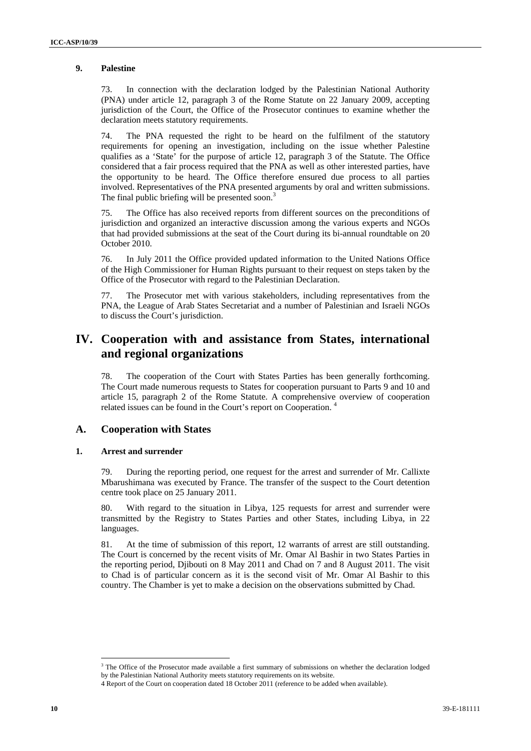### 9. Palestine

73. In connection with the declaration lodged by the Palestinian National Authority (PNA) under article 12, paragraph 3 of the Rome Statute on 22 January 2009, accepting jurisdiction of the Court, the Office of the Prosecutor continues to examine whether the declaration meets statutory requirements.

74. The PNA requested the right to be heard on the fulfilment of the statutory requirements for opening an investigation, including on the issue whether Palestine qualifies as a 'State' for the purpose of article 12, paragraph 3 of the Statute. The Office considered that a fair process required that the PNA as well as other interested parties, have the opportunity to be heard. The Office therefore ensured due process to all parties involved. Representatives of the PNA presented arguments by oral and written submissions. The final public briefing will be presented soon.[3]

75. The Office has also received reports from different sources on the preconditions of jurisdiction and organized an interactive discussion among the various experts and NGOs that had provided submissions at the seat of the Court during its bi-annual roundtable on 20 October 2010.

76. In July 2011 the Office provided updated information to the United Nations Office of the High Commissioner for Human Rights pursuant to their request on steps taken by the Office of the Prosecutor with regard to the Palestinian Declaration.

77. The Prosecutor met with various stakeholders, including representatives from the PNA, the League of Arab States Secretariat and a number of Palestinian and Israeli NGOs to discuss the Court's jurisdiction.

# IV. Cooperation with and assistance from States, international and regional organizations

78. The cooperation of the Court with States Parties has been generally forthcoming. The Court made numerous requests to States for cooperation pursuant to Parts 9 and 10 and article 15, paragraph 2 of the Rome Statute. A comprehensive overview of cooperation related issues can be found in the Court's report on Cooperation.[4]

## A. Cooperation with States

### 1. Arrest and surrender

79. During the reporting period, one request for the arrest and surrender of Mr. Callixte Mbarushimana was executed by France. The transfer of the suspect to the Court detention centre took place on 25 January 2011.

80. With regard to the situation in Libya, 125 requests for arrest and surrender were transmitted by the Registry to States Parties and other States, including Libya, in 22 languages.

81. At the time of submission of this report, 12 warrants of arrest are still outstanding. The Court is concerned by the recent visits of Mr. Omar Al Bashir in two States Parties in the reporting period, Djibouti on 8 May 2011 and Chad on 7 and 8 August 2011. The visit to Chad is of particular concern as it is the second visit of Mr. Omar Al Bashir to this country. The Chamber is yet to make a decision on the observations submitted by Chad.

---

[3] The Office of the Prosecutor made available a first summary of submissions on whether the declaration lodged by the Palestinian National Authority meets statutory requirements on its website.

[4] Report of the Court on cooperation dated 18 October 2011 (reference to be added when available).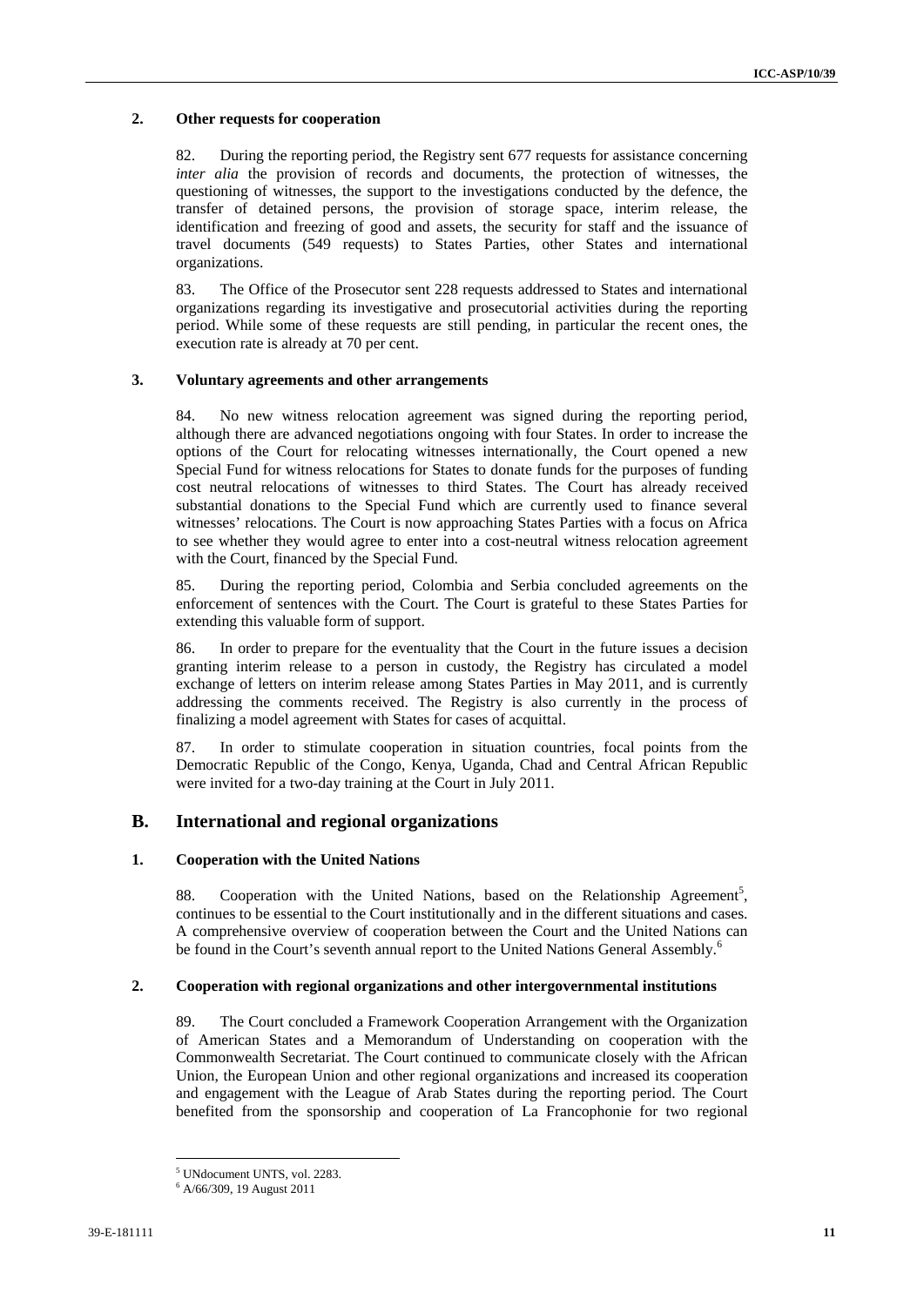### 2. Other requests for cooperation

82. During the reporting period, the Registry sent 677 requests for assistance concerning *inter alia* the provision of records and documents, the protection of witnesses, the questioning of witnesses, the support to the investigations conducted by the defence, the transfer of detained persons, the provision of storage space, interim release, the identification and freezing of good and assets, the security for staff and the issuance of travel documents (549 requests) to States Parties, other States and international organizations.

83. The Office of the Prosecutor sent 228 requests addressed to States and international organizations regarding its investigative and prosecutorial activities during the reporting period. While some of these requests are still pending, in particular the recent ones, the execution rate is already at 70 per cent.

### 3. Voluntary agreements and other arrangements

84. No new witness relocation agreement was signed during the reporting period, although there are advanced negotiations ongoing with four States. In order to increase the options of the Court for relocating witnesses internationally, the Court opened a new Special Fund for witness relocations for States to donate funds for the purposes of funding cost neutral relocations of witnesses to third States. The Court has already received substantial donations to the Special Fund which are currently used to finance several witnesses' relocations. The Court is now approaching States Parties with a focus on Africa to see whether they would agree to enter into a cost-neutral witness relocation agreement with the Court, financed by the Special Fund.

85. During the reporting period, Colombia and Serbia concluded agreements on the enforcement of sentences with the Court. The Court is grateful to these States Parties for extending this valuable form of support.

86. In order to prepare for the eventuality that the Court in the future issues a decision granting interim release to a person in custody, the Registry has circulated a model exchange of letters on interim release among States Parties in May 2011, and is currently addressing the comments received. The Registry is also currently in the process of finalizing a model agreement with States for cases of acquittal.

87. In order to stimulate cooperation in situation countries, focal points from the Democratic Republic of the Congo, Kenya, Uganda, Chad and Central African Republic were invited for a two-day training at the Court in July 2011.

## B. International and regional organizations

### 1. Cooperation with the United Nations

88. Cooperation with the United Nations, based on the Relationship Agreement[5], continues to be essential to the Court institutionally and in the different situations and cases. A comprehensive overview of cooperation between the Court and the United Nations can be found in the Court's seventh annual report to the United Nations General Assembly.[6]

### 2. Cooperation with regional organizations and other intergovernmental institutions

89. The Court concluded a Framework Cooperation Arrangement with the Organization of American States and a Memorandum of Understanding on cooperation with the Commonwealth Secretariat. The Court continued to communicate closely with the African Union, the European Union and other regional organizations and increased its cooperation and engagement with the League of Arab States during the reporting period. The Court benefited from the sponsorship and cooperation of La Francophonie for two regional

---

[5] UNdocument UNTS, vol. 2283.

[6] A/66/309, 19 August 2011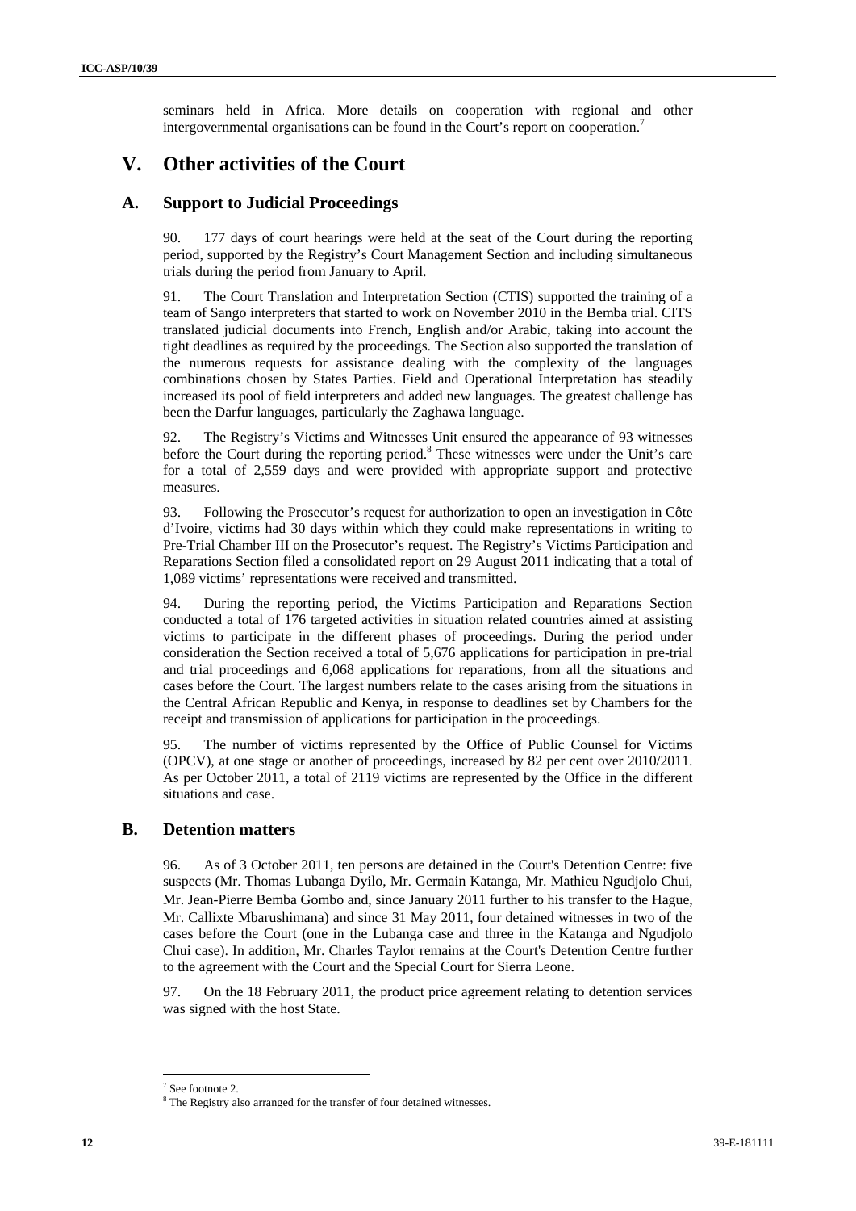seminars held in Africa. More details on cooperation with regional and other intergovernmental organisations can be found in the Court's report on cooperation.[7]

# V. Other activities of the Court

## A. Support to Judicial Proceedings

90. 177 days of court hearings were held at the seat of the Court during the reporting period, supported by the Registry's Court Management Section and including simultaneous trials during the period from January to April.

91. The Court Translation and Interpretation Section (CTIS) supported the training of a team of Sango interpreters that started to work on November 2010 in the Bemba trial. CITS translated judicial documents into French, English and/or Arabic, taking into account the tight deadlines as required by the proceedings. The Section also supported the translation of the numerous requests for assistance dealing with the complexity of the languages combinations chosen by States Parties. Field and Operational Interpretation has steadily increased its pool of field interpreters and added new languages. The greatest challenge has been the Darfur languages, particularly the Zaghawa language.

92. The Registry's Victims and Witnesses Unit ensured the appearance of 93 witnesses before the Court during the reporting period.[8] These witnesses were under the Unit's care for a total of 2,559 days and were provided with appropriate support and protective measures.

93. Following the Prosecutor's request for authorization to open an investigation in Côte d'Ivoire, victims had 30 days within which they could make representations in writing to Pre-Trial Chamber III on the Prosecutor's request. The Registry's Victims Participation and Reparations Section filed a consolidated report on 29 August 2011 indicating that a total of 1,089 victims' representations were received and transmitted.

94. During the reporting period, the Victims Participation and Reparations Section conducted a total of 176 targeted activities in situation related countries aimed at assisting victims to participate in the different phases of proceedings. During the period under consideration the Section received a total of 5,676 applications for participation in pre-trial and trial proceedings and 6,068 applications for reparations, from all the situations and cases before the Court. The largest numbers relate to the cases arising from the situations in the Central African Republic and Kenya, in response to deadlines set by Chambers for the receipt and transmission of applications for participation in the proceedings.

95. The number of victims represented by the Office of Public Counsel for Victims (OPCV), at one stage or another of proceedings, increased by 82 per cent over 2010/2011. As per October 2011, a total of 2119 victims are represented by the Office in the different situations and case.

## B. Detention matters

96. As of 3 October 2011, ten persons are detained in the Court's Detention Centre: five suspects (Mr. Thomas Lubanga Dyilo, Mr. Germain Katanga, Mr. Mathieu Ngudjolo Chui, Mr. Jean-Pierre Bemba Gombo and, since January 2011 further to his transfer to the Hague, Mr. Callixte Mbarushimana) and since 31 May 2011, four detained witnesses in two of the cases before the Court (one in the Lubanga case and three in the Katanga and Ngudjolo Chui case). In addition, Mr. Charles Taylor remains at the Court's Detention Centre further to the agreement with the Court and the Special Court for Sierra Leone.

97. On the 18 February 2011, the product price agreement relating to detention services was signed with the host State.

---

[7] See footnote 2.

[8] The Registry also arranged for the transfer of four detained witnesses.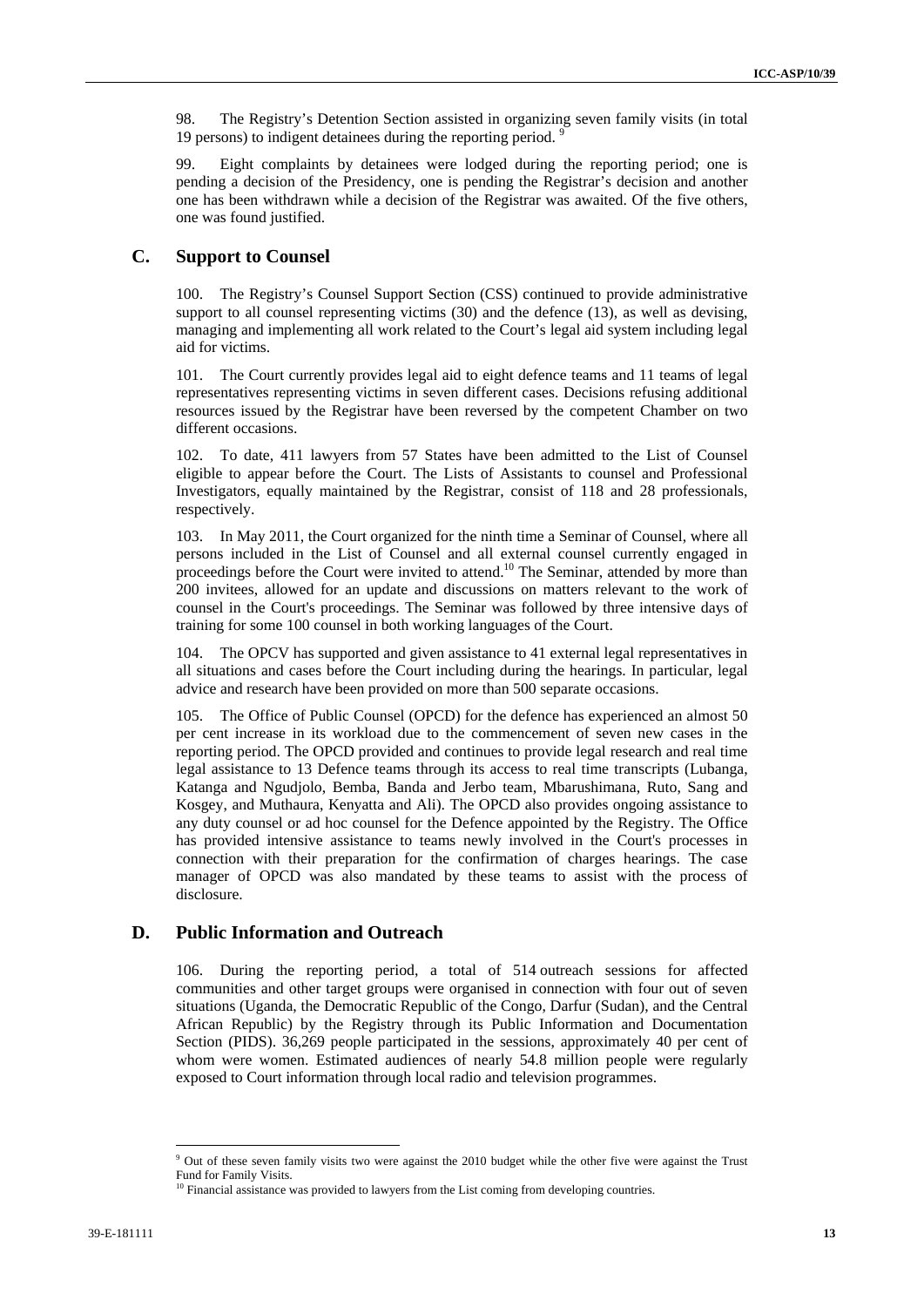98. The Registry's Detention Section assisted in organizing seven family visits (in total 19 persons) to indigent detainees during the reporting period. [9]

99. Eight complaints by detainees were lodged during the reporting period; one is pending a decision of the Presidency, one is pending the Registrar's decision and another one has been withdrawn while a decision of the Registrar was awaited. Of the five others, one was found justified.

## C. Support to Counsel

100. The Registry's Counsel Support Section (CSS) continued to provide administrative support to all counsel representing victims (30) and the defence (13), as well as devising, managing and implementing all work related to the Court's legal aid system including legal aid for victims.

101. The Court currently provides legal aid to eight defence teams and 11 teams of legal representatives representing victims in seven different cases. Decisions refusing additional resources issued by the Registrar have been reversed by the competent Chamber on two different occasions.

102. To date, 411 lawyers from 57 States have been admitted to the List of Counsel eligible to appear before the Court. The Lists of Assistants to counsel and Professional Investigators, equally maintained by the Registrar, consist of 118 and 28 professionals, respectively.

103. In May 2011, the Court organized for the ninth time a Seminar of Counsel, where all persons included in the List of Counsel and all external counsel currently engaged in proceedings before the Court were invited to attend.[10] The Seminar, attended by more than 200 invitees, allowed for an update and discussions on matters relevant to the work of counsel in the Court's proceedings. The Seminar was followed by three intensive days of training for some 100 counsel in both working languages of the Court.

104. The OPCV has supported and given assistance to 41 external legal representatives in all situations and cases before the Court including during the hearings. In particular, legal advice and research have been provided on more than 500 separate occasions.

105. The Office of Public Counsel (OPCD) for the defence has experienced an almost 50 per cent increase in its workload due to the commencement of seven new cases in the reporting period. The OPCD provided and continues to provide legal research and real time legal assistance to 13 Defence teams through its access to real time transcripts (Lubanga, Katanga and Ngudjolo, Bemba, Banda and Jerbo team, Mbarushimana, Ruto, Sang and Kosgey, and Muthaura, Kenyatta and Ali). The OPCD also provides ongoing assistance to any duty counsel or ad hoc counsel for the Defence appointed by the Registry. The Office has provided intensive assistance to teams newly involved in the Court's processes in connection with their preparation for the confirmation of charges hearings. The case manager of OPCD was also mandated by these teams to assist with the process of disclosure.

## D. Public Information and Outreach

106. During the reporting period, a total of 514 outreach sessions for affected communities and other target groups were organised in connection with four out of seven situations (Uganda, the Democratic Republic of the Congo, Darfur (Sudan), and the Central African Republic) by the Registry through its Public Information and Documentation Section (PIDS). 36,269 people participated in the sessions, approximately 40 per cent of whom were women. Estimated audiences of nearly 54.8 million people were regularly exposed to Court information through local radio and television programmes.

---

[9] Out of these seven family visits two were against the 2010 budget while the other five were against the Trust Fund for Family Visits.

[10] Financial assistance was provided to lawyers from the List coming from developing countries.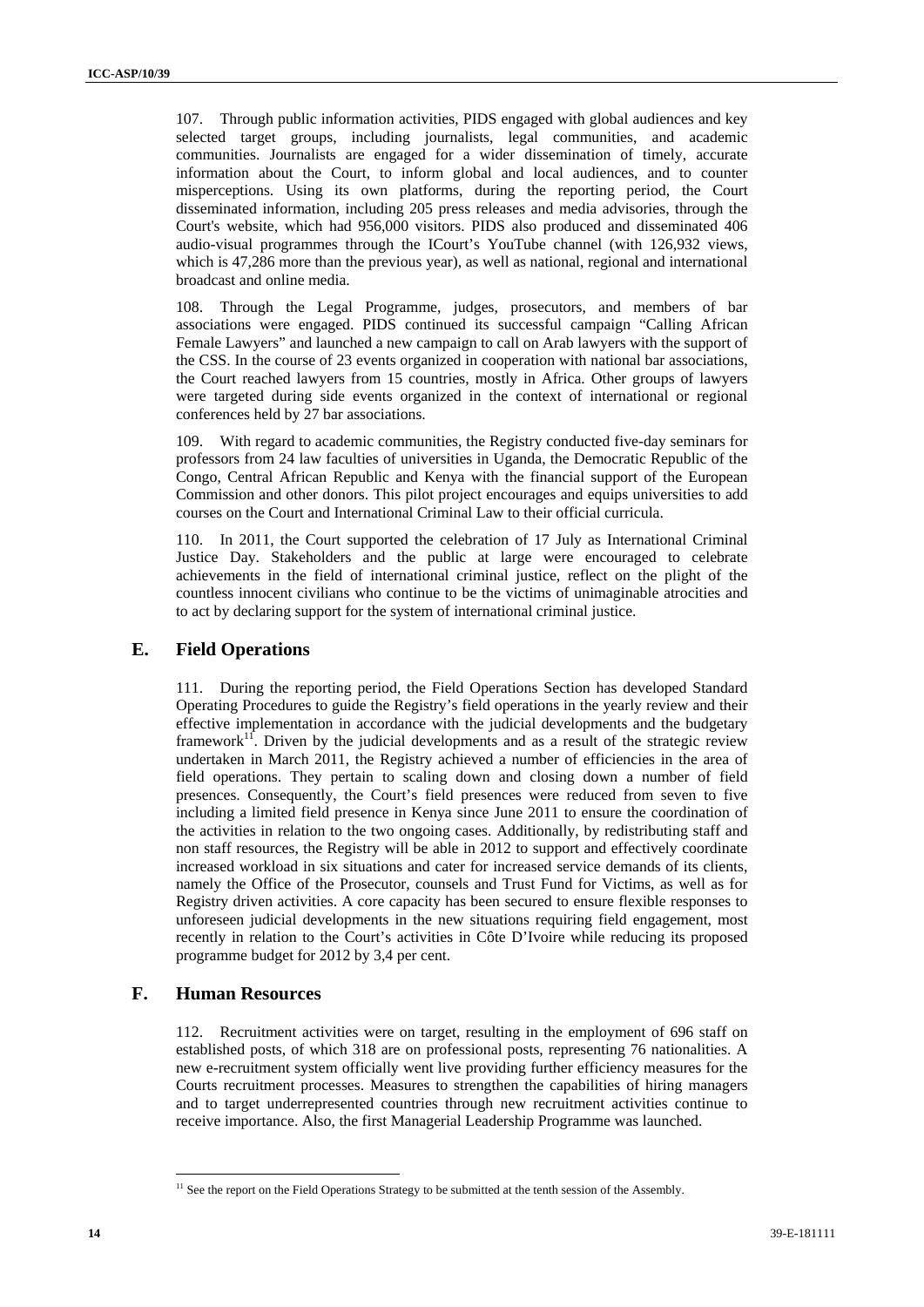107. Through public information activities, PIDS engaged with global audiences and key selected target groups, including journalists, legal communities, and academic communities. Journalists are engaged for a wider dissemination of timely, accurate information about the Court, to inform global and local audiences, and to counter misperceptions. Using its own platforms, during the reporting period, the Court disseminated information, including 205 press releases and media advisories, through the Court's website, which had 956,000 visitors. PIDS also produced and disseminated 406 audio-visual programmes through the ICourt's YouTube channel (with 126,932 views, which is 47,286 more than the previous year), as well as national, regional and international broadcast and online media.

108. Through the Legal Programme, judges, prosecutors, and members of bar associations were engaged. PIDS continued its successful campaign "Calling African Female Lawyers" and launched a new campaign to call on Arab lawyers with the support of the CSS. In the course of 23 events organized in cooperation with national bar associations, the Court reached lawyers from 15 countries, mostly in Africa. Other groups of lawyers were targeted during side events organized in the context of international or regional conferences held by 27 bar associations.

109. With regard to academic communities, the Registry conducted five-day seminars for professors from 24 law faculties of universities in Uganda, the Democratic Republic of the Congo, Central African Republic and Kenya with the financial support of the European Commission and other donors. This pilot project encourages and equips universities to add courses on the Court and International Criminal Law to their official curricula.

110. In 2011, the Court supported the celebration of 17 July as International Criminal Justice Day. Stakeholders and the public at large were encouraged to celebrate achievements in the field of international criminal justice, reflect on the plight of the countless innocent civilians who continue to be the victims of unimaginable atrocities and to act by declaring support for the system of international criminal justice.

## E. Field Operations

111. During the reporting period, the Field Operations Section has developed Standard Operating Procedures to guide the Registry's field operations in the yearly review and their effective implementation in accordance with the judicial developments and the budgetary framework[11]. Driven by the judicial developments and as a result of the strategic review undertaken in March 2011, the Registry achieved a number of efficiencies in the area of field operations. They pertain to scaling down and closing down a number of field presences. Consequently, the Court's field presences were reduced from seven to five including a limited field presence in Kenya since June 2011 to ensure the coordination of the activities in relation to the two ongoing cases. Additionally, by redistributing staff and non staff resources, the Registry will be able in 2012 to support and effectively coordinate increased workload in six situations and cater for increased service demands of its clients, namely the Office of the Prosecutor, counsels and Trust Fund for Victims, as well as for Registry driven activities. A core capacity has been secured to ensure flexible responses to unforeseen judicial developments in the new situations requiring field engagement, most recently in relation to the Court's activities in Côte D'Ivoire while reducing its proposed programme budget for 2012 by 3,4 per cent.

## F. Human Resources

112. Recruitment activities were on target, resulting in the employment of 696 staff on established posts, of which 318 are on professional posts, representing 76 nationalities. A new e-recruitment system officially went live providing further efficiency measures for the Courts recruitment processes. Measures to strengthen the capabilities of hiring managers and to target underrepresented countries through new recruitment activities continue to receive importance. Also, the first Managerial Leadership Programme was launched.

[11] See the report on the Field Operations Strategy to be submitted at the tenth session of the Assembly.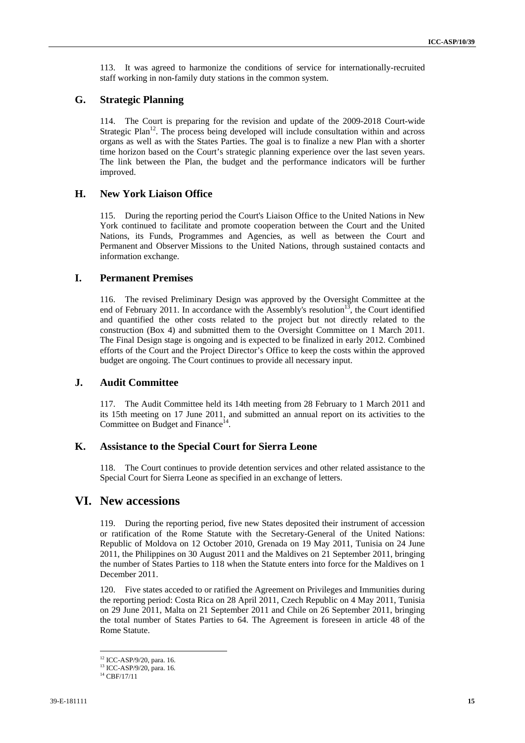113. It was agreed to harmonize the conditions of service for internationally-recruited staff working in non-family duty stations in the common system.

## G. Strategic Planning

114. The Court is preparing for the revision and update of the 2009-2018 Court-wide Strategic Plan[12]. The process being developed will include consultation within and across organs as well as with the States Parties. The goal is to finalize a new Plan with a shorter time horizon based on the Court's strategic planning experience over the last seven years. The link between the Plan, the budget and the performance indicators will be further improved.

## H. New York Liaison Office

115. During the reporting period the Court's Liaison Office to the United Nations in New York continued to facilitate and promote cooperation between the Court and the United Nations, its Funds, Programmes and Agencies, as well as between the Court and Permanent and Observer Missions to the United Nations, through sustained contacts and information exchange.

## I. Permanent Premises

116. The revised Preliminary Design was approved by the Oversight Committee at the end of February 2011. In accordance with the Assembly's resolution[13], the Court identified and quantified the other costs related to the project but not directly related to the construction (Box 4) and submitted them to the Oversight Committee on 1 March 2011. The Final Design stage is ongoing and is expected to be finalized in early 2012. Combined efforts of the Court and the Project Director's Office to keep the costs within the approved budget are ongoing. The Court continues to provide all necessary input.

## J. Audit Committee

117. The Audit Committee held its 14th meeting from 28 February to 1 March 2011 and its 15th meeting on 17 June 2011, and submitted an annual report on its activities to the Committee on Budget and Finance[14].

## K. Assistance to the Special Court for Sierra Leone

118. The Court continues to provide detention services and other related assistance to the Special Court for Sierra Leone as specified in an exchange of letters.

# VI. New accessions

119. During the reporting period, five new States deposited their instrument of accession or ratification of the Rome Statute with the Secretary-General of the United Nations: Republic of Moldova on 12 October 2010, Grenada on 19 May 2011, Tunisia on 24 June 2011, the Philippines on 30 August 2011 and the Maldives on 21 September 2011, bringing the number of States Parties to 118 when the Statute enters into force for the Maldives on 1 December 2011.

120. Five states acceded to or ratified the Agreement on Privileges and Immunities during the reporting period: Costa Rica on 28 April 2011, Czech Republic on 4 May 2011, Tunisia on 29 June 2011, Malta on 21 September 2011 and Chile on 26 September 2011, bringing the total number of States Parties to 64. The Agreement is foreseen in article 48 of the Rome Statute.

---

[12] ICC-ASP/9/20, para. 16.

[13] ICC-ASP/9/20, para. 16.

[14] CBF/17/11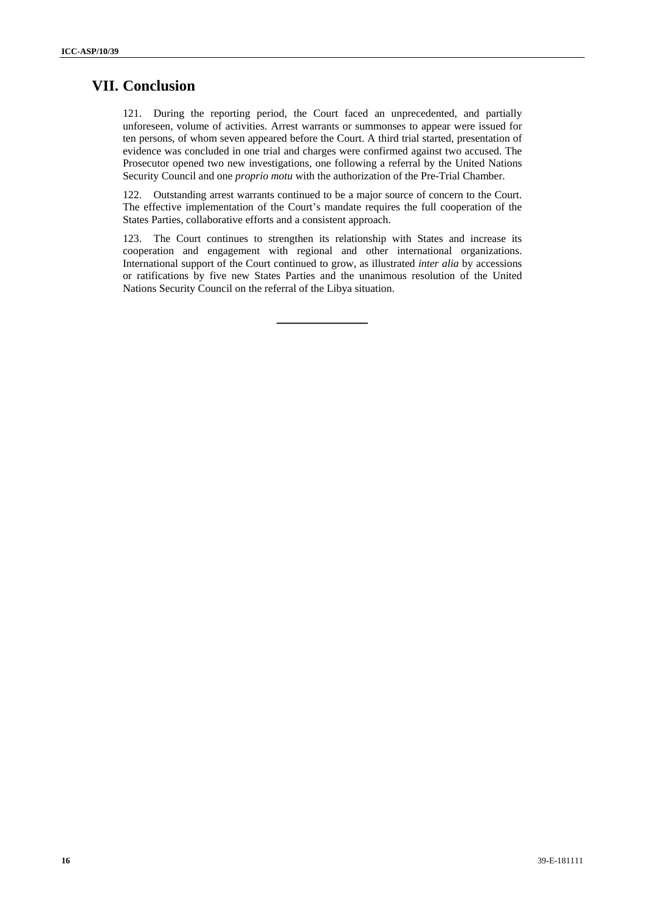# VII. Conclusion

121. During the reporting period, the Court faced an unprecedented, and partially unforeseen, volume of activities. Arrest warrants or summonses to appear were issued for ten persons, of whom seven appeared before the Court. A third trial started, presentation of evidence was concluded in one trial and charges were confirmed against two accused. The Prosecutor opened two new investigations, one following a referral by the United Nations Security Council and one *proprio motu* with the authorization of the Pre-Trial Chamber.

122. Outstanding arrest warrants continued to be a major source of concern to the Court. The effective implementation of the Court's mandate requires the full cooperation of the States Parties, collaborative efforts and a consistent approach.

123. The Court continues to strengthen its relationship with States and increase its cooperation and engagement with regional and other international organizations. International support of the Court continued to grow, as illustrated *inter alia* by accessions or ratifications by five new States Parties and the unanimous resolution of the United Nations Security Council on the referral of the Libya situation.

---